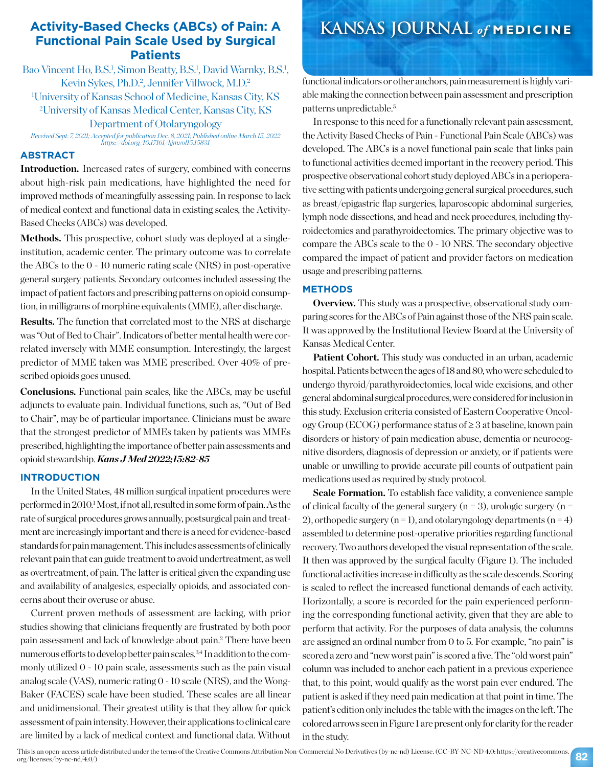# Activity-Based Checks (ABCs) of Pain: A Functional Pain Scale Used by Surgical Patients

Bao Vincent Ho, B.S.[1], Simon Beatty, B.S.[1], David Warnky, B.S.[1], Kevin Sykes, Ph.D.[2], Jennifer Villwock, M.D.[2]

[1]University of Kansas School of Medicine, Kansas City, KS

[2]University of Kansas Medical Center, Kansas City, KS Department of Otolaryngology

*Received Sept. 7, 2021; Accepted for publication Dec. 8, 2021; Published online March 15, 2022 https://doi.org/10.17161/kjm.vol15.15831*

## ABSTRACT

**Introduction.** Increased rates of surgery, combined with concerns about high-risk pain medications, have highlighted the need for improved methods of meaningfully assessing pain. In response to lack of medical context and functional data in existing scales, the Activity-Based Checks (ABCs) was developed.

**Methods.** This prospective, cohort study was deployed at a single-institution, academic center. The primary outcome was to correlate the ABCs to the 0 - 10 numeric rating scale (NRS) in post-operative general surgery patients. Secondary outcomes included assessing the impact of patient factors and prescribing patterns on opioid consumption, in milligrams of morphine equivalents (MME), after discharge.

**Results.** The function that correlated most to the NRS at discharge was "Out of Bed to Chair". Indicators of better mental health were correlated inversely with MME consumption. Interestingly, the largest predictor of MME taken was MME prescribed. Over 40% of prescribed opioids goes unused.

**Conclusions.** Functional pain scales, like the ABCs, may be useful adjuncts to evaluate pain. Individual functions, such as, "Out of Bed to Chair", may be of particular importance. Clinicians must be aware that the strongest predictor of MMEs taken by patients was MMEs prescribed, highlighting the importance of better pain assessments and opioid stewardship. ***Kans J Med 2022;15:82-85***

## INTRODUCTION

In the United States, 48 million surgical inpatient procedures were performed in 2010.[1] Most, if not all, resulted in some form of pain. As the rate of surgical procedures grows annually, postsurgical pain and treatment are increasingly important and there is a need for evidence-based standards for pain management. This includes assessments of clinically relevant pain that can guide treatment to avoid undertreatment, as well as overtreatment, of pain. The latter is critical given the expanding use and availability of analgesics, especially opioids, and associated concerns about their overuse or abuse.

Current proven methods of assessment are lacking, with prior studies showing that clinicians frequently are frustrated by both poor pain assessment and lack of knowledge about pain.[2] There have been numerous efforts to develop better pain scales.[3,4] In addition to the commonly utilized 0 - 10 pain scale, assessments such as the pain visual analog scale (VAS), numeric rating 0 - 10 scale (NRS), and the Wong-Baker (FACES) scale have been studied. These scales are all linear and unidimensional. Their greatest utility is that they allow for quick assessment of pain intensity. However, their applications to clinical care are limited by a lack of medical context and functional data. Without functional indicators or other anchors, pain measurement is highly variable making the connection between pain assessment and prescription patterns unpredictable.[5]

In response to this need for a functionally relevant pain assessment, the Activity Based Checks of Pain - Functional Pain Scale (ABCs) was developed. The ABCs is a novel functional pain scale that links pain to functional activities deemed important in the recovery period. This prospective observational cohort study deployed ABCs in a perioperative setting with patients undergoing general surgical procedures, such as breast/epigastric flap surgeries, laparoscopic abdominal surgeries, lymph node dissections, and head and neck procedures, including thyroidectomies and parathyroidectomies. The primary objective was to compare the ABCs scale to the 0 - 10 NRS. The secondary objective compared the impact of patient and provider factors on medication usage and prescribing patterns.

## METHODS

**Overview.** This study was a prospective, observational study comparing scores for the ABCs of Pain against those of the NRS pain scale. It was approved by the Institutional Review Board at the University of Kansas Medical Center.

**Patient Cohort.** This study was conducted in an urban, academic hospital. Patients between the ages of 18 and 80, who were scheduled to undergo thyroid/parathyroidectomies, local wide excisions, and other general abdominal surgical procedures, were considered for inclusion in this study. Exclusion criteria consisted of Eastern Cooperative Oncology Group (ECOG) performance status of ≥ 3 at baseline, known pain disorders or history of pain medication abuse, dementia or neurocognitive disorders, diagnosis of depression or anxiety, or if patients were unable or unwilling to provide accurate pill counts of outpatient pain medications used as required by study protocol.

**Scale Formation.** To establish face validity, a convenience sample of clinical faculty of the general surgery (n = 3), urologic surgery (n = 2), orthopedic surgery (n = 1), and otolaryngology departments (n = 4) assembled to determine post-operative priorities regarding functional recovery. Two authors developed the visual representation of the scale. It then was approved by the surgical faculty (Figure 1). The included functional activities increase in difficulty as the scale descends. Scoring is scaled to reflect the increased functional demands of each activity. Horizontally, a score is recorded for the pain experienced performing the corresponding functional activity, given that they are able to perform that activity. For the purposes of data analysis, the columns are assigned an ordinal number from 0 to 5. For example, "no pain" is scored a zero and "new worst pain" is scored a five. The "old worst pain" column was included to anchor each patient in a previous experience that, to this point, would qualify as the worst pain ever endured. The patient is asked if they need pain medication at that point in time. The patient's edition only includes the table with the images on the left. The colored arrows seen in Figure 1 are present only for clarity for the reader in the study.

This is an open-access article distributed under the terms of the Creative Commons Attribution Non-Commercial No Derivatives (by-nc-nd) License. (CC-BY-NC-ND 4.0: https://creativecommons.org/licenses/by-nc-nd/4.0/)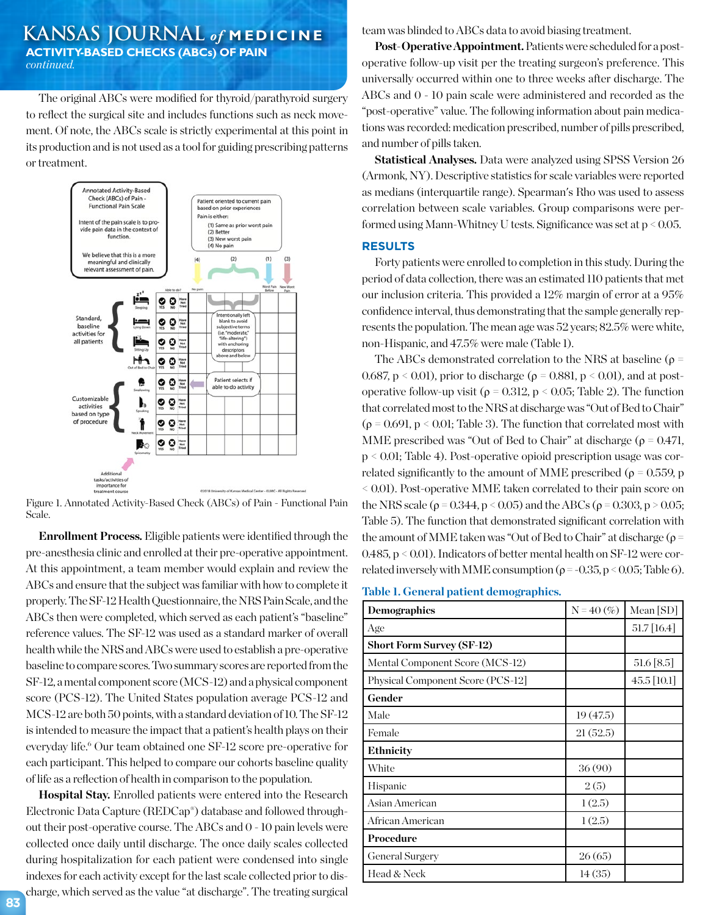The original ABCs were modified for thyroid/parathyroid surgery to reflect the surgical site and includes functions such as neck movement. Of note, the ABCs scale is strictly experimental at this point in its production and is not used as a tool for guiding prescribing patterns or treatment.

Figure 1. Annotated Activity-Based Check (ABCs) of Pain - Functional Pain Scale.

**Enrollment Process.** Eligible patients were identified through the pre-anesthesia clinic and enrolled at their pre-operative appointment. At this appointment, a team member would explain and review the ABCs and ensure that the subject was familiar with how to complete it properly. The SF-12 Health Questionnaire, the NRS Pain Scale, and the ABCs then were completed, which served as each patient's "baseline" reference values. The SF-12 was used as a standard marker of overall health while the NRS and ABCs were used to establish a pre-operative baseline to compare scores. Two summary scores are reported from the SF-12, a mental component score (MCS-12) and a physical component score (PCS-12). The United States population average PCS-12 and MCS-12 are both 50 points, with a standard deviation of 10. The SF-12 is intended to measure the impact that a patient's health plays on their everyday life.[6] Our team obtained one SF-12 score pre-operative for each participant. This helped to compare our cohorts baseline quality of life as a reflection of health in comparison to the population.

**Hospital Stay.** Enrolled patients were entered into the Research Electronic Data Capture (REDCap®) database and followed throughout their post-operative course. The ABCs and 0 - 10 pain levels were collected once daily until discharge. The once daily scales collected during hospitalization for each patient were condensed into single indexes for each activity except for the last scale collected prior to discharge, which served as the value "at discharge". The treating surgical team was blinded to ABCs data to avoid biasing treatment.

**Post-Operative Appointment.** Patients were scheduled for a post-operative follow-up visit per the treating surgeon's preference. This universally occurred within one to three weeks after discharge. The ABCs and 0 - 10 pain scale were administered and recorded as the "post-operative" value. The following information about pain medications was recorded: medication prescribed, number of pills prescribed, and number of pills taken.

**Statistical Analyses.** Data were analyzed using SPSS Version 26 (Armonk, NY). Descriptive statistics for scale variables were reported as medians (interquartile range). Spearman's Rho was used to assess correlation between scale variables. Group comparisons were performed using Mann-Whitney U tests. Significance was set at $p < 0.05$.

## RESULTS

Forty patients were enrolled to completion in this study. During the period of data collection, there was an estimated 110 patients that met our inclusion criteria. This provided a 12% margin of error at a 95% confidence interval, thus demonstrating that the sample generally represents the population. The mean age was 52 years; 82.5% were white, non-Hispanic, and 47.5% were male (Table 1).

The ABCs demonstrated correlation to the NRS at baseline ($\rho = 0.687$, $p < 0.01$), prior to discharge ($\rho = 0.881$, $p < 0.01$), and at post-operative follow-up visit ($\rho = 0.312$, $p < 0.05$; Table 2). The function that correlated most to the NRS at discharge was "Out of Bed to Chair" ($\rho = 0.691$, $p < 0.01$; Table 3). The function that correlated most with MME prescribed was "Out of Bed to Chair" at discharge ($\rho = 0.471$, $p < 0.01$; Table 4). Post-operative opioid prescription usage was correlated significantly to the amount of MME prescribed ($\rho = 0.559$, $p < 0.01$). Post-operative MME taken correlated to their pain score on the NRS scale ($\rho = 0.344$, $p < 0.05$) and the ABCs ($\rho = 0.303$, $p > 0.05$; Table 5). The function that demonstrated significant correlation with the amount of MME taken was "Out of Bed to Chair" at discharge ($\rho = 0.485$, $p < 0.01$). Indicators of better mental health on SF-12 were correlated inversely with MME consumption ($\rho = -0.35$, $p < 0.05$; Table 6).

**Table 1. General patient demographics.**

| Demographics | N = 40 (%) | Mean [SD] |
|---|---|---|
| Age | | 51.7 [16.4] |
| **Short Form Survey (SF-12)** | | |
| Mental Component Score (MCS-12) | | 51.6 [8.5] |
| Physical Component Score (PCS-12] | | 45.5 [10.1] |
| **Gender** | | |
| Male | 19 (47.5) | |
| Female | 21 (52.5) | |
| **Ethnicity** | | |
| White | 36 (90) | |
| Hispanic | 2 (5) | |
| Asian American | 1 (2.5) | |
| African American | 1 (2.5) | |
| **Procedure** | | |
| General Surgery | 26 (65) | |
| Head & Neck | 14 (35) | |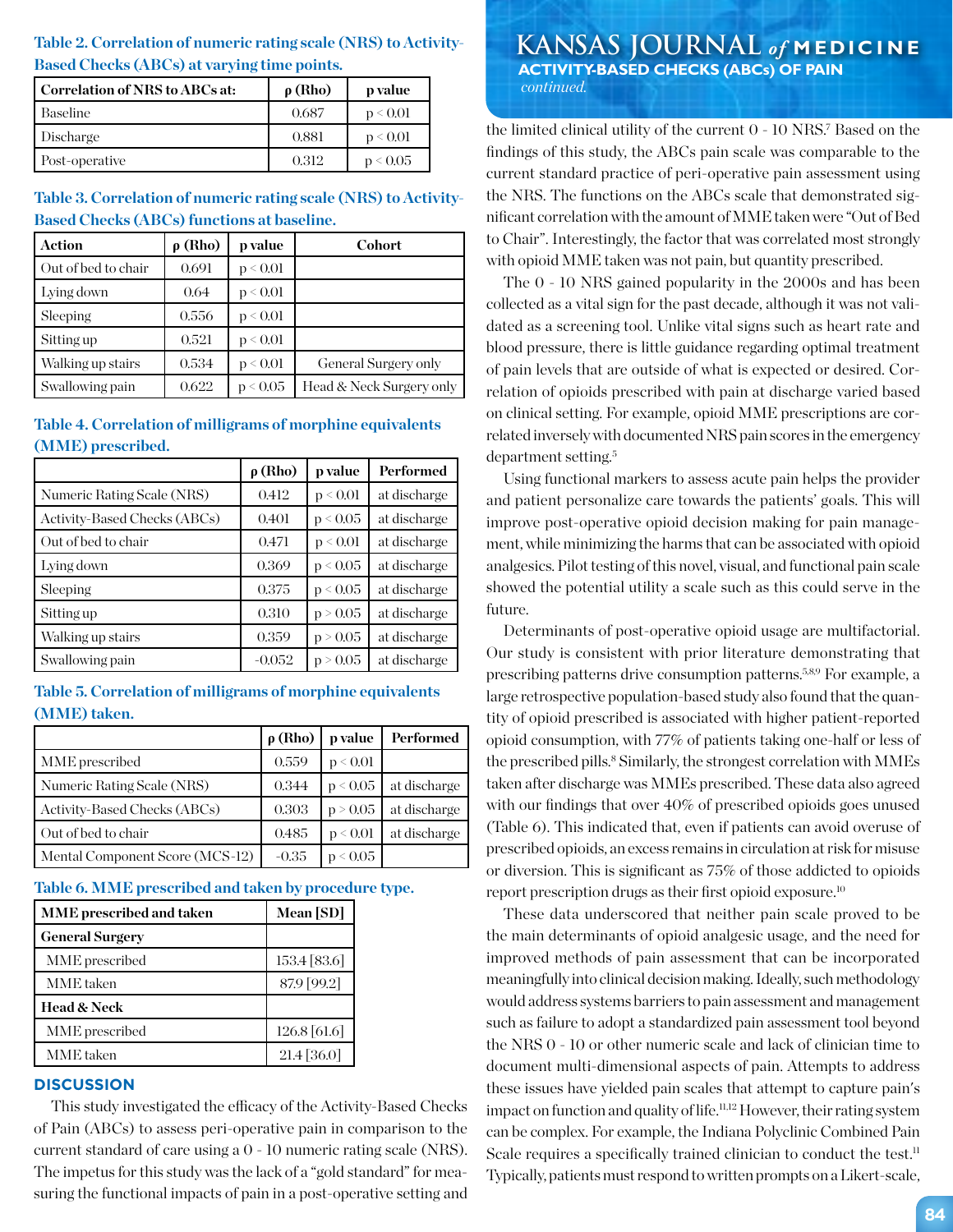**Table 2. Correlation of numeric rating scale (NRS) to Activity-Based Checks (ABCs) at varying time points.**

| Correlation of NRS to ABCs at: | ρ (Rho) | p value |
|---|---|---|
| Baseline | 0.687 | $p < 0.01$ |
| Discharge | 0.881 | $p < 0.01$ |
| Post-operative | 0.312 | $p < 0.05$ |

**Table 3. Correlation of numeric rating scale (NRS) to Activity-Based Checks (ABCs) functions at baseline.**

| Action | ρ (Rho) | p value | Cohort |
|---|---|---|---|
| Out of bed to chair | 0.691 | $p < 0.01$ | |
| Lying down | 0.64 | $p < 0.01$ | |
| Sleeping | 0.556 | $p < 0.01$ | |
| Sitting up | 0.521 | $p < 0.01$ | |
| Walking up stairs | 0.534 | $p < 0.01$ | General Surgery only |
| Swallowing pain | 0.622 | $p < 0.05$ | Head & Neck Surgery only |

**Table 4. Correlation of milligrams of morphine equivalents (MME) prescribed.**

| | ρ (Rho) | p value | Performed |
|---|---|---|---|
| Numeric Rating Scale (NRS) | 0.412 | $p < 0.01$ | at discharge |
| Activity-Based Checks (ABCs) | 0.401 | $p < 0.05$ | at discharge |
| Out of bed to chair | 0.471 | $p < 0.01$ | at discharge |
| Lying down | 0.369 | $p < 0.05$ | at discharge |
| Sleeping | 0.375 | $p < 0.05$ | at discharge |
| Sitting up | 0.310 | $p > 0.05$ | at discharge |
| Walking up stairs | 0.359 | $p > 0.05$ | at discharge |
| Swallowing pain | -0.052 | $p > 0.05$ | at discharge |

**Table 5. Correlation of milligrams of morphine equivalents (MME) taken.**

| | ρ (Rho) | p value | Performed |
|---|---|---|---|
| MME prescribed | 0.559 | $p < 0.01$ | |
| Numeric Rating Scale (NRS) | 0.344 | $p < 0.05$ | at discharge |
| Activity-Based Checks (ABCs) | 0.303 | $p > 0.05$ | at discharge |
| Out of bed to chair | 0.485 | $p < 0.01$ | at discharge |
| Mental Component Score (MCS-12) | -0.35 | $p < 0.05$ | |

**Table 6. MME prescribed and taken by procedure type.**

| MME prescribed and taken | Mean [SD] |
|---|---|
| **General Surgery** | |
| MME prescribed | 153.4 [83.6] |
| MME taken | 87.9 [99.2] |
| **Head & Neck** | |
| MME prescribed | 126.8 [61.6] |
| MME taken | 21.4 [36.0] |

## DISCUSSION

This study investigated the efficacy of the Activity-Based Checks of Pain (ABCs) to assess peri-operative pain in comparison to the current standard of care using a 0 - 10 numeric rating scale (NRS). The impetus for this study was the lack of a "gold standard" for measuring the functional impacts of pain in a post-operative setting and the limited clinical utility of the current 0 - 10 NRS.[7] Based on the findings of this study, the ABCs pain scale was comparable to the current standard practice of peri-operative pain assessment using the NRS. The functions on the ABCs scale that demonstrated significant correlation with the amount of MME taken were "Out of Bed to Chair". Interestingly, the factor that was correlated most strongly with opioid MME taken was not pain, but quantity prescribed.

The 0 - 10 NRS gained popularity in the 2000s and has been collected as a vital sign for the past decade, although it was not validated as a screening tool. Unlike vital signs such as heart rate and blood pressure, there is little guidance regarding optimal treatment of pain levels that are outside of what is expected or desired. Correlation of opioids prescribed with pain at discharge varied based on clinical setting. For example, opioid MME prescriptions are correlated inversely with documented NRS pain scores in the emergency department setting.[5]

Using functional markers to assess acute pain helps the provider and patient personalize care towards the patients' goals. This will improve post-operative opioid decision making for pain management, while minimizing the harms that can be associated with opioid analgesics. Pilot testing of this novel, visual, and functional pain scale showed the potential utility a scale such as this could serve in the future.

Determinants of post-operative opioid usage are multifactorial. Our study is consistent with prior literature demonstrating that prescribing patterns drive consumption patterns.[5,8,9] For example, a large retrospective population-based study also found that the quantity of opioid prescribed is associated with higher patient-reported opioid consumption, with 77% of patients taking one-half or less of the prescribed pills.[8] Similarly, the strongest correlation with MMEs taken after discharge was MMEs prescribed. These data also agreed with our findings that over 40% of prescribed opioids goes unused (Table 6). This indicated that, even if patients can avoid overuse of prescribed opioids, an excess remains in circulation at risk for misuse or diversion. This is significant as 75% of those addicted to opioids report prescription drugs as their first opioid exposure.[10]

These data underscored that neither pain scale proved to be the main determinants of opioid analgesic usage, and the need for improved methods of pain assessment that can be incorporated meaningfully into clinical decision making. Ideally, such methodology would address systems barriers to pain assessment and management such as failure to adopt a standardized pain assessment tool beyond the NRS 0 - 10 or other numeric scale and lack of clinician time to document multi-dimensional aspects of pain. Attempts to address these issues have yielded pain scales that attempt to capture pain's impact on function and quality of life.[11,12] However, their rating system can be complex. For example, the Indiana Polyclinic Combined Pain Scale requires a specifically trained clinician to conduct the test.[11] Typically, patients must respond to written prompts on a Likert-scale,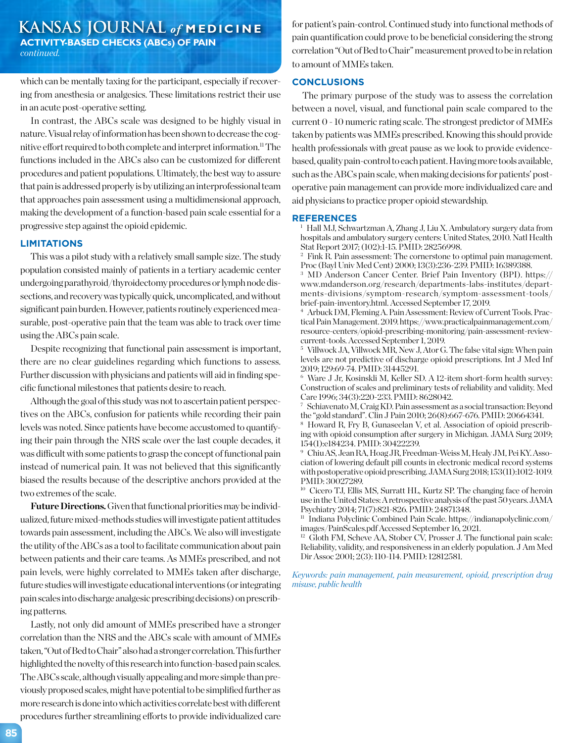which can be mentally taxing for the participant, especially if recovering from anesthesia or analgesics. These limitations restrict their use in an acute post-operative setting.

In contrast, the ABCs scale was designed to be highly visual in nature. Visual relay of information has been shown to decrease the cognitive effort required to both complete and interpret information.[11] The functions included in the ABCs also can be customized for different procedures and patient populations. Ultimately, the best way to assure that pain is addressed properly is by utilizing an interprofessional team that approaches pain assessment using a multidimensional approach, making the development of a function-based pain scale essential for a progressive step against the opioid epidemic.

## LIMITATIONS

This was a pilot study with a relatively small sample size. The study population consisted mainly of patients in a tertiary academic center undergoing parathyroid/thyroidectomy procedures or lymph node dissections, and recovery was typically quick, uncomplicated, and without significant pain burden. However, patients routinely experienced measurable, post-operative pain that the team was able to track over time using the ABCs pain scale.

Despite recognizing that functional pain assessment is important, there are no clear guidelines regarding which functions to assess. Further discussion with physicians and patients will aid in finding specific functional milestones that patients desire to reach.

Although the goal of this study was not to ascertain patient perspectives on the ABCs, confusion for patients while recording their pain levels was noted. Since patients have become accustomed to quantifying their pain through the NRS scale over the last couple decades, it was difficult with some patients to grasp the concept of functional pain instead of numerical pain. It was not believed that this significantly biased the results because of the descriptive anchors provided at the two extremes of the scale.

**Future Directions.** Given that functional priorities may be individualized, future mixed-methods studies will investigate patient attitudes towards pain assessment, including the ABCs. We also will investigate the utility of the ABCs as a tool to facilitate communication about pain between patients and their care teams. As MMEs prescribed, and not pain levels, were highly correlated to MMEs taken after discharge, future studies will investigate educational interventions (or integrating pain scales into discharge analgesic prescribing decisions) on prescribing patterns.

Lastly, not only did amount of MMEs prescribed have a stronger correlation than the NRS and the ABCs scale with amount of MMEs taken, "Out of Bed to Chair" also had a stronger correlation. This further highlighted the novelty of this research into function-based pain scales. The ABCs scale, although visually appealing and more simple than previously proposed scales, might have potential to be simplified further as more research is done into which activities correlate best with different procedures further streamlining efforts to provide individualized care for patient's pain-control. Continued study into functional methods of pain quantification could prove to be beneficial considering the strong correlation "Out of Bed to Chair" measurement proved to be in relation to amount of MMEs taken.

## CONCLUSIONS

The primary purpose of the study was to assess the correlation between a novel, visual, and functional pain scale compared to the current 0 - 10 numeric rating scale. The strongest predictor of MMEs taken by patients was MMEs prescribed. Knowing this should provide health professionals with great pause as we look to provide evidence-based, quality pain-control to each patient. Having more tools available, such as the ABCs pain scale, when making decisions for patients' post-operative pain management can provide more individualized care and aid physicians to practice proper opioid stewardship.

## REFERENCES

[1] Hall MJ, Schwartzman A, Zhang J, Liu X. Ambulatory surgery data from hospitals and ambulatory surgery centers: United States, 2010. Natl Health Stat Report 2017; (102):1-15. PMID: 28256998.

[2] Fink R. Pain assessment: The cornerstone to optimal pain management. Proc (Bayl Univ Med Cent) 2000; 13(3):236-239. PMID: 16389388.

[3] MD Anderson Cancer Center. Brief Pain Inventory (BPI). https://www.mdanderson.org/research/departments-labs-institutes/departments-divisions/symptom-research/symptom-assessment-tools/brief-pain-inventory.html. Accessed September 17, 2019.

[4] Arbuck DM, Fleming A. Pain Assessment: Review of Current Tools. Practical Pain Management. 2019. https://www.practicalpainmanagement.com/resource-centers/opioid-prescribing-monitoring/pain-assessment-review-current-tools. Accessed September 1, 2019.

[5] Villwock JA, Villwock MR, New J, Ator G. The false vital sign: When pain levels are not predictive of discharge opioid prescriptions. Int J Med Inf 2019; 129:69-74. PMID: 31445291.

[6] Ware J Jr, Kosinskli M, Keller SD. A 12-item short-form health survey: Construction of scales and preliminary tests of reliability and validity. Med Care 1996; 34(3):220-233. PMID: 8628042.

[7] Schiavenato M, Craig KD. Pain assessment as a social transaction: Beyond the "gold standard". Clin J Pain 2010; 26(8):667-676. PMID: 20664341.

[8] Howard R, Fry B, Gunaseelan V, et al. Association of opioid prescribing with opioid consumption after surgery in Michigan. JAMA Surg 2019; 154(1):e184234. PMID: 30422239.

[9] Chiu AS, Jean RA, Hoag JR, Freedman-Weiss M, Healy JM, Pei KY. Association of lowering default pill counts in electronic medical record systems with postoperative opioid prescribing. JAMA Surg 2018; 153(11):1012-1019. PMID: 30027289.

[10] Cicero TJ, Ellis MS, Surratt HL, Kurtz SP. The changing face of heroin use in the United States: A retrospective analysis of the past 50 years. JAMA Psychiatry 2014; 71(7):821-826. PMID: 24871348.

[11] Indiana Polyclinic Combined Pain Scale. https://indianapolyclinic.com/images/PainScales.pdf Accessed September 16, 2021.

[12] Gloth FM, Scheve AA, Stober CV, Prosser J. The functional pain scale: Reliability, validity, and responsiveness in an elderly population. J Am Med Dir Assoc 2001; 2(3): 110-114. PMID: 12812581.

*Keywords: pain management, pain measurement, opioid, prescription drug misuse, public health*